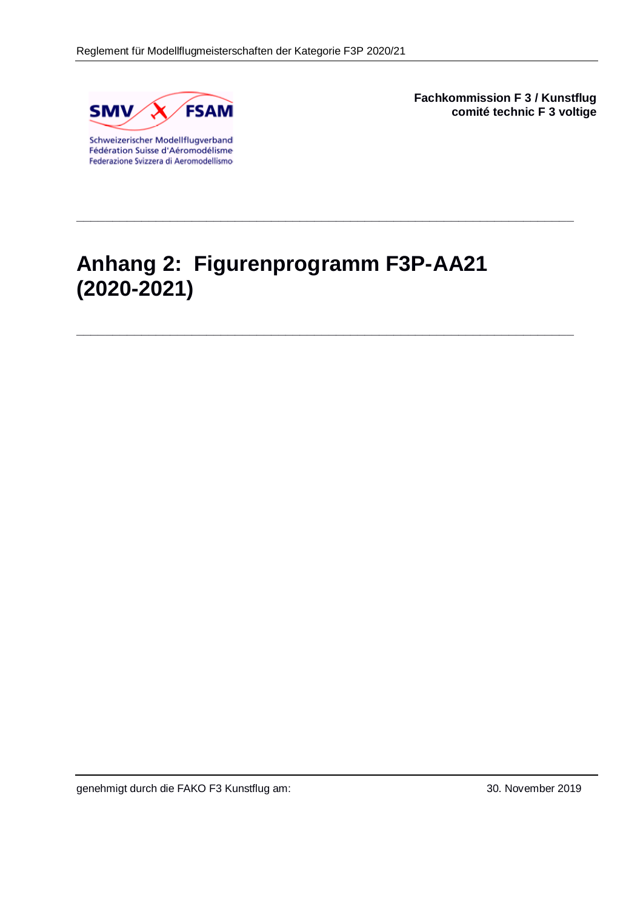SMV FSAM

Schweizerischer Modellflugverband
Fédération Suisse d'Aéromodélisme
Federazione Svizzera di Aeromodellismo

**Fachkommission F 3 / Kunstflug**
**comité technic F 3 voltige**

---

# Anhang 2: Figurenprogramm F3P-AA21 (2020-2021)

---

genehmigt durch die FAKO F3 Kunstflug am: 30. November 2019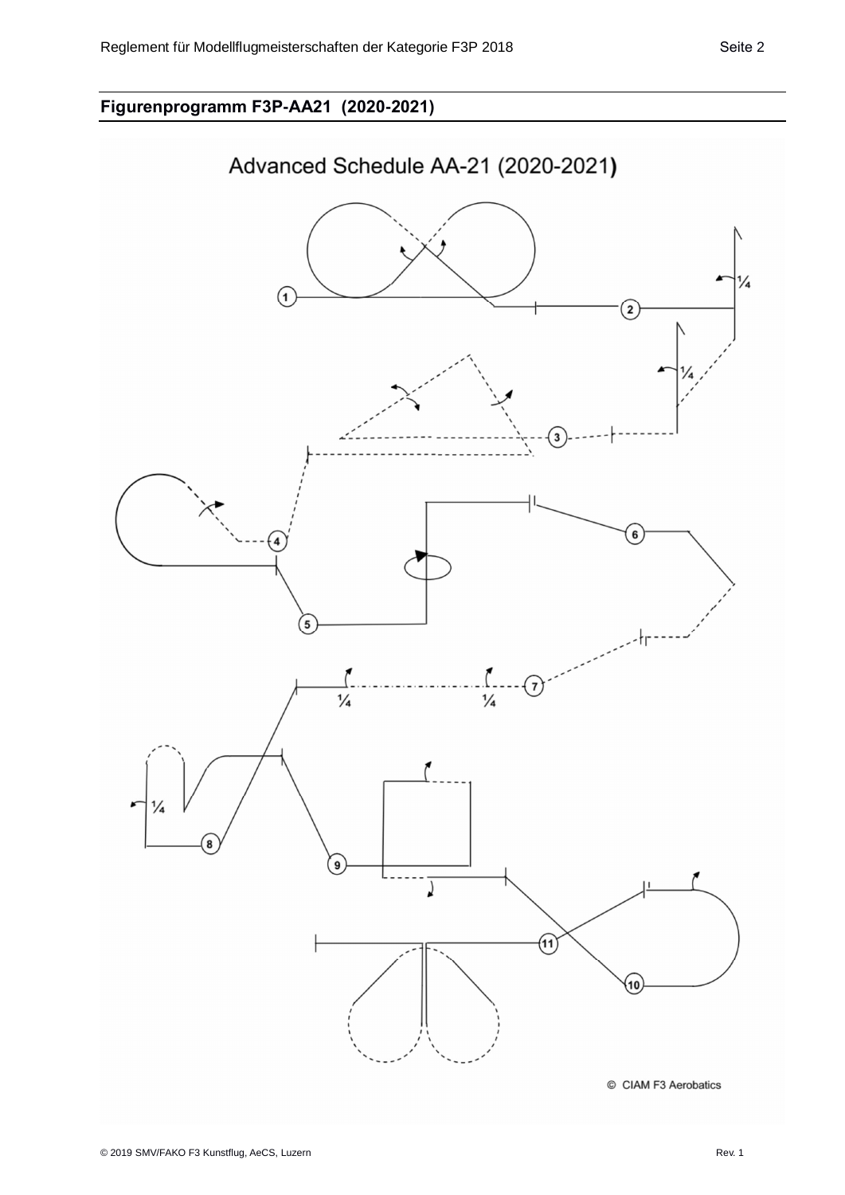## Figurenprogramm F3P-AA21 (2020-2021)

Advanced Schedule AA-21 (2020-2021)

1 2 ¼ ¼ 3 4 5 6 7 ¼ ¼ ¼ 8 9 10 11

© CIAM F3 Aerobatics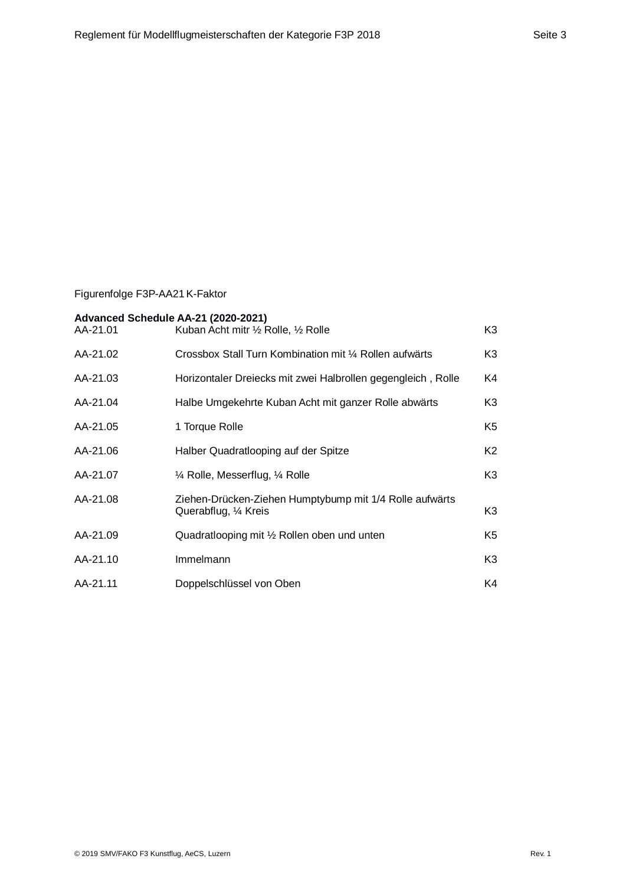Figurenfolge F3P-AA21 K-Faktor

**Advanced Schedule AA-21 (2020-2021)**

| | | |
|---|---|---|
| AA-21.01 | Kuban Acht mitr ½ Rolle, ½ Rolle | K3 |
| AA-21.02 | Crossbox Stall Turn Kombination mit ¼ Rollen aufwärts | K3 |
| AA-21.03 | Horizontaler Dreiecks mit zwei Halbrollen gegengleich , Rolle | K4 |
| AA-21.04 | Halbe Umgekehrte Kuban Acht mit ganzer Rolle abwärts | K3 |
| AA-21.05 | 1 Torque Rolle | K5 |
| AA-21.06 | Halber Quadratlooping auf der Spitze | K2 |
| AA-21.07 | ¼ Rolle, Messerflug, ¼ Rolle | K3 |
| AA-21.08 | Ziehen-Drücken-Ziehen Humptybump mit 1/4 Rolle aufwärts Querabflug, ¼ Kreis | K3 |
| AA-21.09 | Quadratlooping mit ½ Rollen oben und unten | K5 |
| AA-21.10 | Immelmann | K3 |
| AA-21.11 | Doppelschlüssel von Oben | K4 |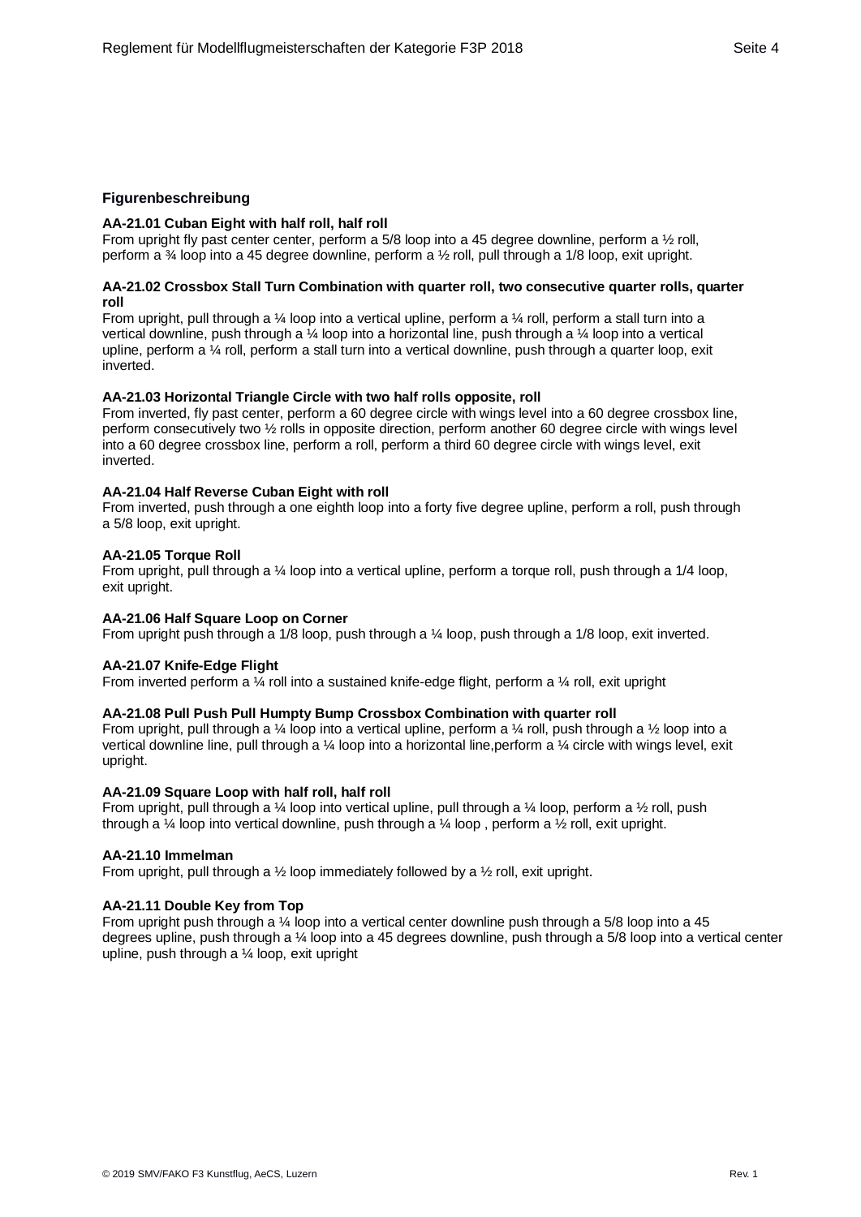### Figurenbeschreibung

**AA-21.01 Cuban Eight with half roll, half roll**
From upright fly past center center, perform a 5/8 loop into a 45 degree downline, perform a ½ roll, perform a ¾ loop into a 45 degree downline, perform a ½ roll, pull through a 1/8 loop, exit upright.

**AA-21.02 Crossbox Stall Turn Combination with quarter roll, two consecutive quarter rolls, quarter roll**
From upright, pull through a ¼ loop into a vertical upline, perform a ¼ roll, perform a stall turn into a vertical downline, push through a ¼ loop into a horizontal line, push through a ¼ loop into a vertical upline, perform a ¼ roll, perform a stall turn into a vertical downline, push through a quarter loop, exit inverted.

**AA-21.03 Horizontal Triangle Circle with two half rolls opposite, roll**
From inverted, fly past center, perform a 60 degree circle with wings level into a 60 degree crossbox line, perform consecutively two ½ rolls in opposite direction, perform another 60 degree circle with wings level into a 60 degree crossbox line, perform a roll, perform a third 60 degree circle with wings level, exit inverted.

**AA-21.04 Half Reverse Cuban Eight with roll**
From inverted, push through a one eighth loop into a forty five degree upline, perform a roll, push through a 5/8 loop, exit upright.

**AA-21.05 Torque Roll**
From upright, pull through a ¼ loop into a vertical upline, perform a torque roll, push through a 1/4 loop, exit upright.

**AA-21.06 Half Square Loop on Corner**
From upright push through a 1/8 loop, push through a ¼ loop, push through a 1/8 loop, exit inverted.

**AA-21.07 Knife-Edge Flight**
From inverted perform a ¼ roll into a sustained knife-edge flight, perform a ¼ roll, exit upright

**AA-21.08 Pull Push Pull Humpty Bump Crossbox Combination with quarter roll**
From upright, pull through a ¼ loop into a vertical upline, perform a ¼ roll, push through a ½ loop into a vertical downline line, pull through a ¼ loop into a horizontal line,perform a ¼ circle with wings level, exit upright.

**AA-21.09 Square Loop with half roll, half roll**
From upright, pull through a ¼ loop into vertical upline, pull through a ¼ loop, perform a ½ roll, push through a ¼ loop into vertical downline, push through a ¼ loop , perform a ½ roll, exit upright.

**AA-21.10 Immelman**
From upright, pull through a ½ loop immediately followed by a ½ roll, exit upright.

**AA-21.11 Double Key from Top**
From upright push through a ¼ loop into a vertical center downline push through a 5/8 loop into a 45 degrees upline, push through a ¼ loop into a 45 degrees downline, push through a 5/8 loop into a vertical center upline, push through a ¼ loop, exit upright